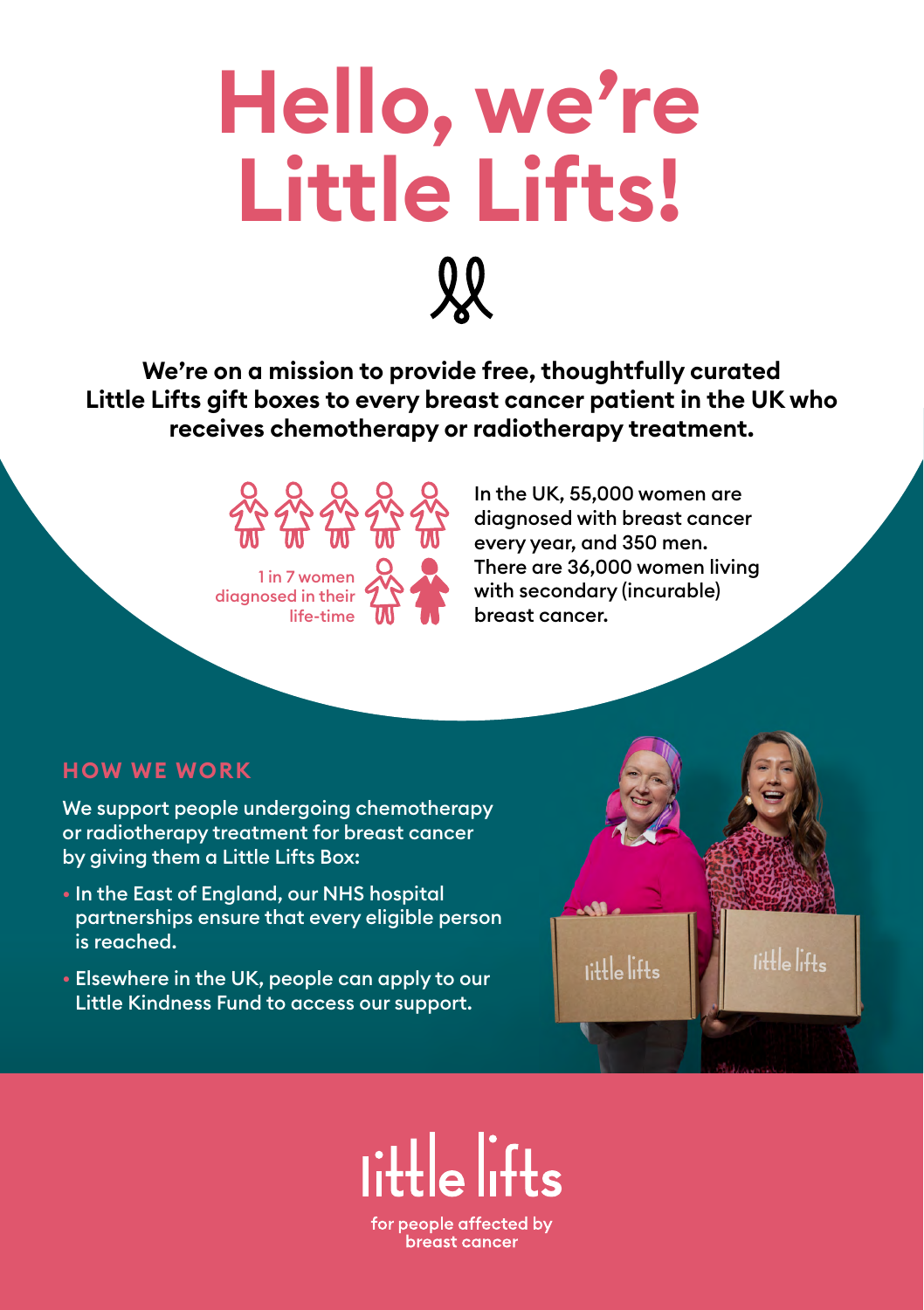# Hello, we're Little Lifts!

**We're on a mission to provide free, thoughtfully curated Little Lifts gift boxes to every breast cancer patient in the UK who receives chemotherapy or radiotherapy treatment.**

1 in 7 women diagnosed in their life-time

In the UK, 55,000 women are diagnosed with breast cancer every year, and 350 men. There are 36,000 women living with secondary (incurable) breast cancer.

## HOW WE WORK

We support people undergoing chemotherapy or radiotherapy treatment for breast cancer by giving them a Little Lifts Box:

- In the East of England, our NHS hospital partnerships ensure that every eligible person is reached.
- Elsewhere in the UK, people can apply to our Little Kindness Fund to access our support.

little lifts

for people affected by breast cancer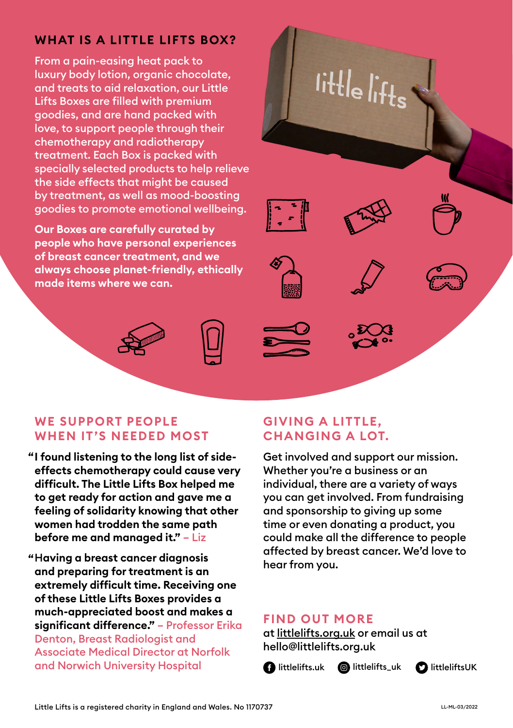## WHAT IS A LITTLE LIFTS BOX?

From a pain-easing heat pack to luxury body lotion, organic chocolate, and treats to aid relaxation, our Little Lifts Boxes are filled with premium goodies, and are hand packed with love, to support people through their chemotherapy and radiotherapy treatment. Each Box is packed with specially selected products to help relieve the side effects that might be caused by treatment, as well as mood-boosting goodies to promote emotional wellbeing.

**Our Boxes are carefully curated by people who have personal experiences of breast cancer treatment, and we always choose planet-friendly, ethically made items where we can.**

## WE SUPPORT PEOPLE WHEN IT'S NEEDED MOST

**"I found listening to the long list of side-effects chemotherapy could cause very difficult. The Little Lifts Box helped me to get ready for action and gave me a feeling of solidarity knowing that other women had trodden the same path before me and managed it."** – Liz

**"Having a breast cancer diagnosis and preparing for treatment is an extremely difficult time. Receiving one of these Little Lifts Boxes provides a much-appreciated boost and makes a significant difference."** – Professor Erika Denton, Breast Radiologist and Associate Medical Director at Norfolk and Norwich University Hospital

## GIVING A LITTLE, CHANGING A LOT.

Get involved and support our mission. Whether you're a business or an individual, there are a variety of ways you can get involved. From fundraising and sponsorship to giving up some time or even donating a product, you could make all the difference to people affected by breast cancer. We'd love to hear from you.

## FIND OUT MORE

at littlelifts.org.uk or email us at hello@littlelifts.org.uk

littlelifts.uk  littlelifts_uk  littleliftsUK

Little Lifts is a registered charity in England and Wales. No 1170737

LL-ML-03/2022